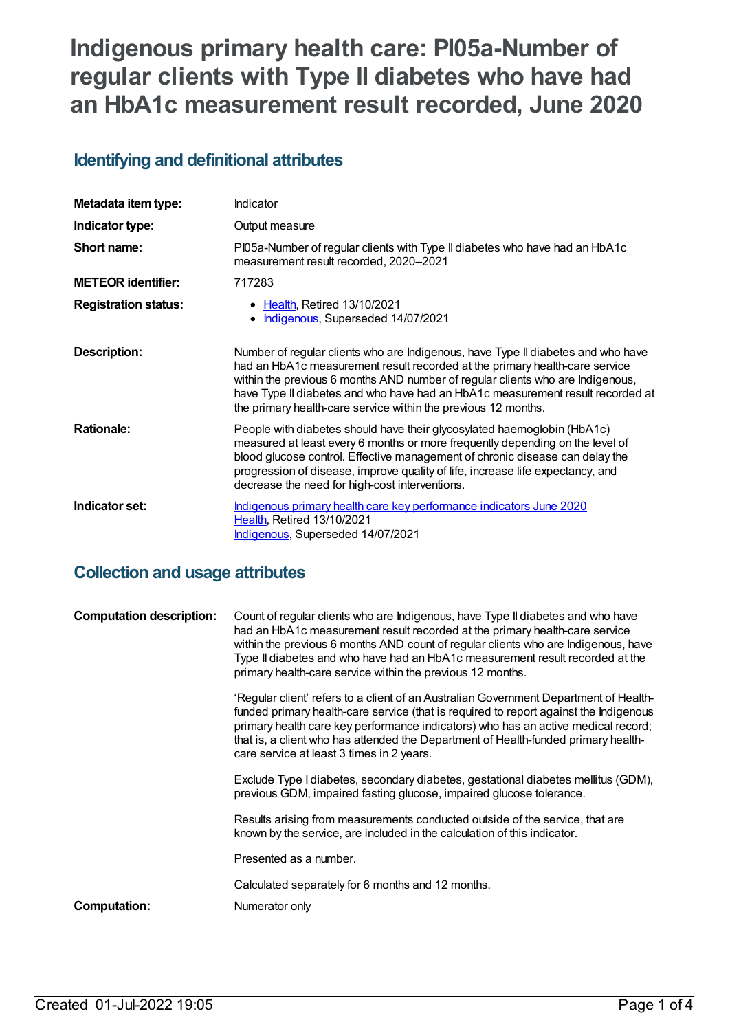# Indigenous primary health care: PI05a-Number of regular clients with Type II diabetes who have had an HbA1c measurement result recorded, June 2020

## Identifying and definitional attributes

| | |
|---|---|
| **Metadata item type:** | Indicator |
| **Indicator type:** | Output measure |
| **Short name:** | PI05a-Number of regular clients with Type II diabetes who have had an HbA1c measurement result recorded, 2020–2021 |
| **METEOR identifier:** | 717283 |
| **Registration status:** | • Health, Retired 13/10/2021<br>• Indigenous, Superseded 14/07/2021 |
| **Description:** | Number of regular clients who are Indigenous, have Type II diabetes and who have had an HbA1c measurement result recorded at the primary health-care service within the previous 6 months AND number of regular clients who are Indigenous, have Type II diabetes and who have had an HbA1c measurement result recorded at the primary health-care service within the previous 12 months. |
| **Rationale:** | People with diabetes should have their glycosylated haemoglobin (HbA1c) measured at least every 6 months or more frequently depending on the level of blood glucose control. Effective management of chronic disease can delay the progression of disease, improve quality of life, increase life expectancy, and decrease the need for high-cost interventions. |
| **Indicator set:** | Indigenous primary health care key performance indicators June 2020<br>Health, Retired 13/10/2021<br>Indigenous, Superseded 14/07/2021 |

## Collection and usage attributes

| | |
|---|---|
| **Computation description:** | Count of regular clients who are Indigenous, have Type II diabetes and who have had an HbA1c measurement result recorded at the primary health-care service within the previous 6 months AND count of regular clients who are Indigenous, have Type II diabetes and who have had an HbA1c measurement result recorded at the primary health-care service within the previous 12 months.<br><br>'Regular client' refers to a client of an Australian Government Department of Health-funded primary health-care service (that is required to report against the Indigenous primary health care key performance indicators) who has an active medical record; that is, a client who has attended the Department of Health-funded primary health-care service at least 3 times in 2 years.<br><br>Exclude Type I diabetes, secondary diabetes, gestational diabetes mellitus (GDM), previous GDM, impaired fasting glucose, impaired glucose tolerance.<br><br>Results arising from measurements conducted outside of the service, that are known by the service, are included in the calculation of this indicator.<br><br>Presented as a number.<br><br>Calculated separately for 6 months and 12 months. |
| **Computation:** | Numerator only |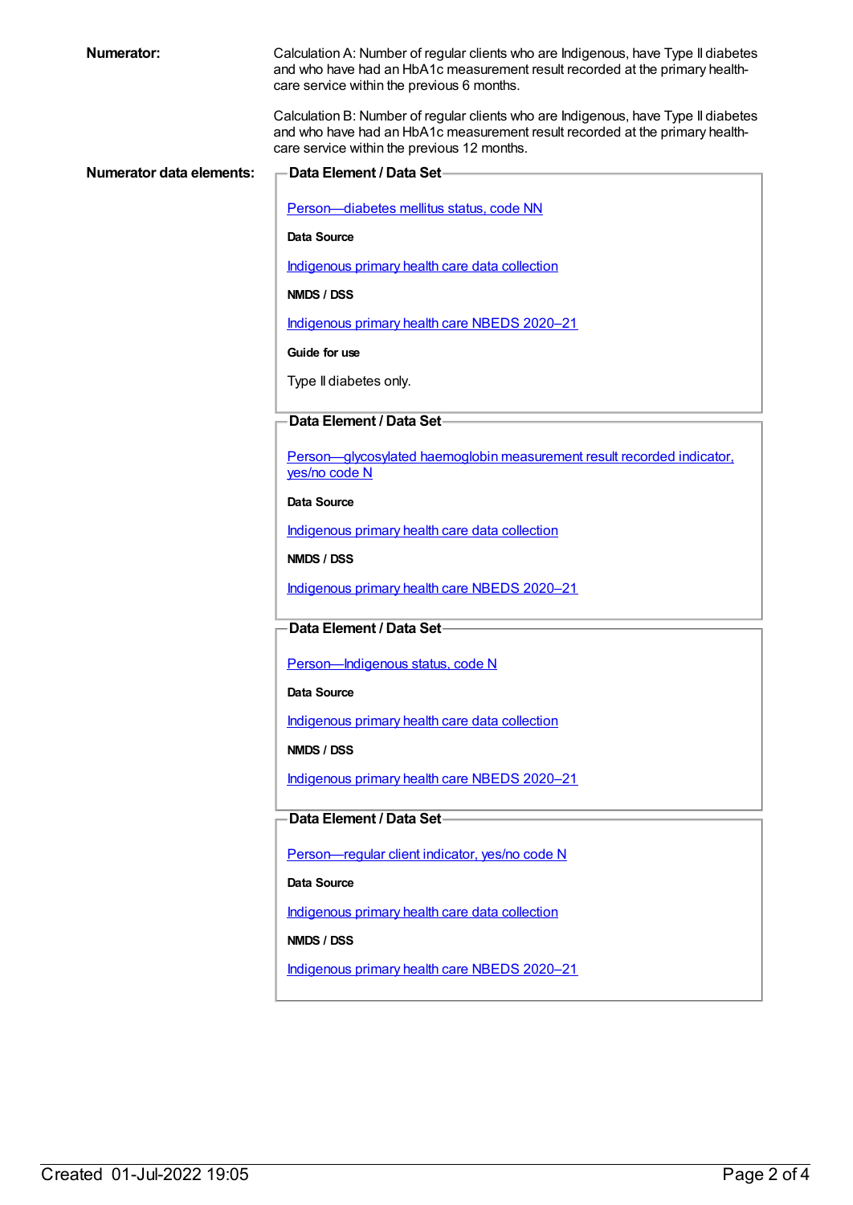**Numerator:**

Calculation A: Number of regular clients who are Indigenous, have Type II diabetes and who have had an HbA1c measurement result recorded at the primary health-care service within the previous 6 months.

Calculation B: Number of regular clients who are Indigenous, have Type II diabetes and who have had an HbA1c measurement result recorded at the primary health-care service within the previous 12 months.

**Numerator data elements:**

**Data Element / Data Set**

Person—diabetes mellitus status, code NN

**Data Source**

Indigenous primary health care data collection

**NMDS / DSS**

Indigenous primary health care NBEDS 2020–21

**Guide for use**

Type II diabetes only.

**Data Element / Data Set**

Person—glycosylated haemoglobin measurement result recorded indicator, yes/no code N

**Data Source**

Indigenous primary health care data collection

**NMDS / DSS**

Indigenous primary health care NBEDS 2020–21

**Data Element / Data Set**

Person—Indigenous status, code N

**Data Source**

Indigenous primary health care data collection

**NMDS / DSS**

Indigenous primary health care NBEDS 2020–21

**Data Element / Data Set**

Person—regular client indicator, yes/no code N

**Data Source**

Indigenous primary health care data collection

**NMDS / DSS**

Indigenous primary health care NBEDS 2020–21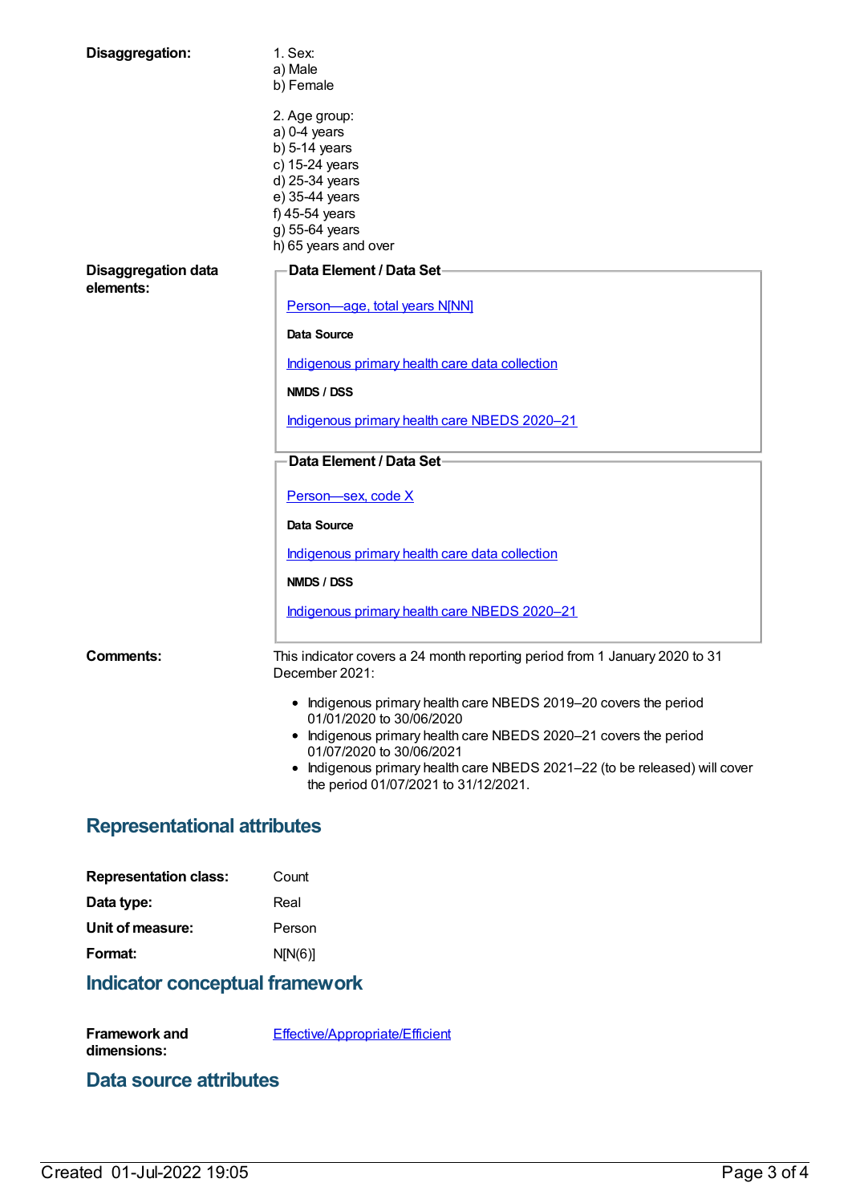**Disaggregation:**

1. Sex:
a) Male
b) Female

2. Age group:
a) 0-4 years
b) 5-14 years
c) 15-24 years
d) 25-34 years
e) 35-44 years
f) 45-54 years
g) 55-64 years
h) 65 years and over

**Disaggregation data elements:**

**Data Element / Data Set**

Person—age, total years N[NN]

**Data Source**

Indigenous primary health care data collection

**NMDS / DSS**

Indigenous primary health care NBEDS 2020–21

**Data Element / Data Set**

Person—sex, code X

**Data Source**

Indigenous primary health care data collection

**NMDS / DSS**

Indigenous primary health care NBEDS 2020–21

**Comments:**

This indicator covers a 24 month reporting period from 1 January 2020 to 31 December 2021:

- Indigenous primary health care NBEDS 2019–20 covers the period 01/01/2020 to 30/06/2020
- Indigenous primary health care NBEDS 2020–21 covers the period 01/07/2020 to 30/06/2021
- Indigenous primary health care NBEDS 2021–22 (to be released) will cover the period 01/07/2021 to 31/12/2021.

## Representational attributes

**Representation class:** Count

**Data type:** Real

**Unit of measure:** Person

**Format:** N[N(6)]

## Indicator conceptual framework

**Framework and dimensions:** Effective/Appropriate/Efficient

## Data source attributes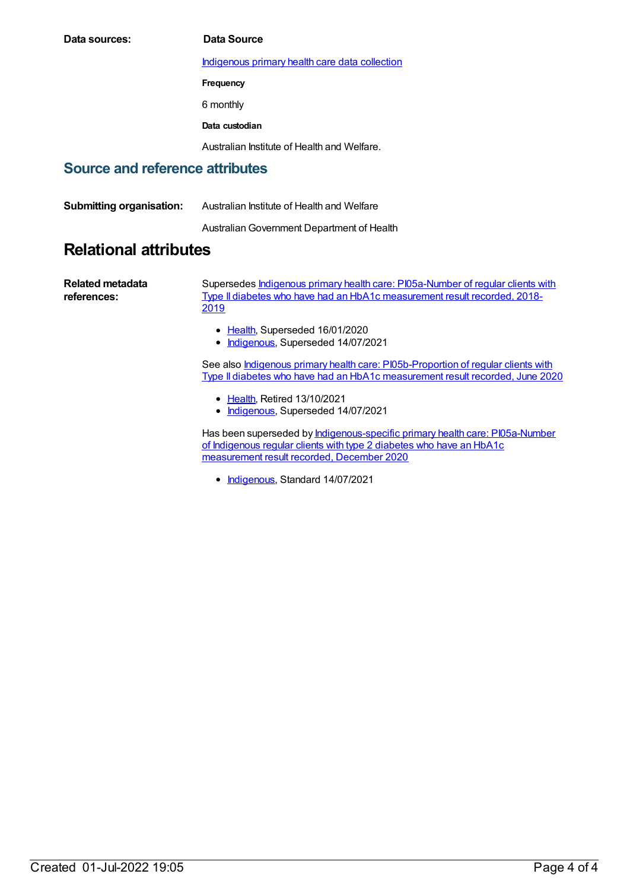**Data sources:**

**Data Source**

Indigenous primary health care data collection

**Frequency**

6 monthly

**Data custodian**

Australian Institute of Health and Welfare.

## Source and reference attributes

**Submitting organisation:** Australian Institute of Health and Welfare

Australian Government Department of Health

# Relational attributes

**Related metadata references:**

Supersedes Indigenous primary health care: PI05a-Number of regular clients with Type II diabetes who have had an HbA1c measurement result recorded, 2018-2019

- Health, Superseded 16/01/2020
- Indigenous, Superseded 14/07/2021

See also Indigenous primary health care: PI05b-Proportion of regular clients with Type II diabetes who have had an HbA1c measurement result recorded, June 2020

- Health, Retired 13/10/2021
- Indigenous, Superseded 14/07/2021

Has been superseded by Indigenous-specific primary health care: PI05a-Number of Indigenous regular clients with type 2 diabetes who have an HbA1c measurement result recorded, December 2020

- Indigenous, Standard 14/07/2021